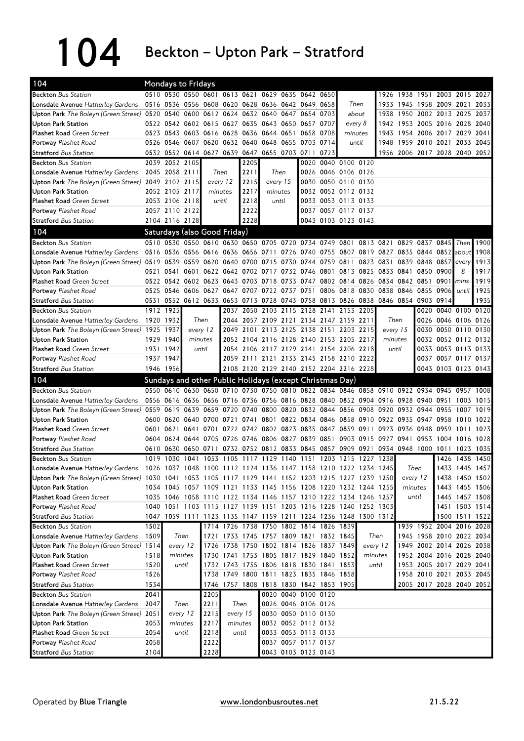# 104 Beckton – Upton Park – Stratford

## Mondays to Fridays

| 104 | | | | | | | | | | | | | | | | | |
|---|---|---|---|---|---|---|---|---|---|---|---|---|---|---|---|---|---|
| **Beckton** Bus Station | 0510 | 0530 | 0550 | 0601 | 0613 | 0621 | 0629 | 0635 | 0642 | 0650 | | 1926 | 1938 | 1951 | 2003 | 2015 | 2027 |
| **Lonsdale Avenue** Hatherley Gardens | 0516 | 0536 | 0556 | 0608 | 0620 | 0628 | 0636 | 0642 | 0649 | 0658 | Then | 1933 | 1945 | 1958 | 2009 | 2021 | 2033 |
| **Upton Park** The Boleyn (Green Street) | 0520 | 0540 | 0600 | 0612 | 0624 | 0632 | 0640 | 0647 | 0654 | 0703 | about | 1938 | 1950 | 2002 | 2013 | 2025 | 2037 |
| **Upton Park Station** | 0522 | 0542 | 0602 | 0615 | 0627 | 0635 | 0643 | 0650 | 0657 | 0707 | every 8 | 1942 | 1953 | 2005 | 2016 | 2028 | 2040 |
| **Plashet Road** Green Street | 0523 | 0543 | 0603 | 0616 | 0628 | 0636 | 0644 | 0651 | 0658 | 0708 | minutes | 1943 | 1954 | 2006 | 2017 | 2029 | 2041 |
| **Portway** Plashet Road | 0526 | 0546 | 0607 | 0620 | 0632 | 0640 | 0648 | 0655 | 0703 | 0714 | until | 1948 | 1959 | 2010 | 2021 | 2033 | 2045 |
| **Stratford** Bus Station | 0532 | 0552 | 0614 | 0627 | 0639 | 0647 | 0655 | 0703 | 0711 | 0723 | | 1956 | 2006 | 2017 | 2028 | 2040 | 2052 |

| 104 | | | | | | | | | | | |
|---|---|---|---|---|---|---|---|---|---|---|---|
| **Beckton** Bus Station | 2039 | 2052 | 2105 | | 2205 | | 0020 | 0040 | 0100 | 0120 |
| **Lonsdale Avenue** Hatherley Gardens | 2045 | 2058 | 2111 | Then | 2211 | Then | 0026 | 0046 | 0106 | 0126 |
| **Upton Park** The Boleyn (Green Street) | 2049 | 2102 | 2115 | every 12 | 2215 | every 15 | 0030 | 0050 | 0110 | 0130 |
| **Upton Park Station** | 2052 | 2105 | 2117 | minutes | 2217 | minutes | 0032 | 0052 | 0112 | 0132 |
| **Plashet Road** Green Street | 2053 | 2106 | 2118 | until | 2218 | until | 0033 | 0053 | 0113 | 0133 |
| **Portway** Plashet Road | 2057 | 2110 | 2122 | | 2222 | | 0037 | 0057 | 0117 | 0137 |
| **Stratford** Bus Station | 2104 | 2116 | 2128 | | 2228 | | 0043 | 0103 | 0123 | 0143 |

## Saturdays (also Good Friday)

| 104 | | | | | | | | | | | | | | | | | | | |
|---|---|---|---|---|---|---|---|---|---|---|---|---|---|---|---|---|---|---|---|
| **Beckton** Bus Station | 0510 | 0530 | 0550 | 0610 | 0630 | 0650 | 0705 | 0720 | 0734 | 0749 | 0801 | 0813 | 0821 | 0829 | 0837 | 0845 | Then | 1900 |
| **Lonsdale Avenue** Hatherley Gardens | 0516 | 0536 | 0556 | 0616 | 0636 | 0656 | 0711 | 0726 | 0740 | 0755 | 0807 | 0819 | 0827 | 0835 | 0844 | 0852 | about | 1908 |
| **Upton Park** The Boleyn (Green Street) | 0519 | 0539 | 0559 | 0620 | 0640 | 0700 | 0715 | 0730 | 0744 | 0759 | 0811 | 0823 | 0831 | 0839 | 0848 | 0857 | every | 1913 |
| **Upton Park Station** | 0521 | 0541 | 0601 | 0622 | 0642 | 0702 | 0717 | 0732 | 0746 | 0801 | 0813 | 0825 | 0833 | 0841 | 0850 | 0900 | 8 | 1917 |
| **Plashet Road** Green Street | 0522 | 0542 | 0602 | 0623 | 0643 | 0703 | 0718 | 0733 | 0747 | 0802 | 0814 | 0826 | 0834 | 0842 | 0851 | 0901 | mins. | 1919 |
| **Portway** Plashet Road | 0525 | 0546 | 0606 | 0627 | 0647 | 0707 | 0722 | 0737 | 0751 | 0806 | 0818 | 0830 | 0838 | 0846 | 0855 | 0906 | until | 1925 |
| **Stratford** Bus Station | 0531 | 0552 | 0612 | 0633 | 0653 | 0713 | 0728 | 0743 | 0758 | 0813 | 0826 | 0838 | 0846 | 0854 | 0903 | 0914 | | 1935 |

| 104 | | | | | | | | | | | | | | | | |
|---|---|---|---|---|---|---|---|---|---|---|---|---|---|---|---|---|
| **Beckton** Bus Station | 1912 | 1925 | | 2037 | 2050 | 2103 | 2115 | 2128 | 2141 | 2153 | 2205 | | 0020 | 0040 | 0100 | 0120 |
| **Lonsdale Avenue** Hatherley Gardens | 1920 | 1932 | Then | 2044 | 2057 | 2109 | 2121 | 2134 | 2147 | 2159 | 2211 | Then | 0026 | 0046 | 0106 | 0126 |
| **Upton Park** The Boleyn (Green Street) | 1925 | 1937 | every 12 | 2049 | 2101 | 2113 | 2125 | 2138 | 2151 | 2203 | 2215 | every 15 | 0030 | 0050 | 0110 | 0130 |
| **Upton Park Station** | 1929 | 1940 | minutes | 2052 | 2104 | 2116 | 2128 | 2140 | 2153 | 2205 | 2217 | minutes | 0032 | 0052 | 0112 | 0132 |
| **Plashet Road** Green Street | 1931 | 1942 | until | 2054 | 2106 | 2117 | 2129 | 2141 | 2154 | 2206 | 2218 | until | 0033 | 0053 | 0113 | 0133 |
| **Portway** Plashet Road | 1937 | 1947 | | 2059 | 2111 | 2121 | 2133 | 2145 | 2158 | 2210 | 2222 | | 0037 | 0057 | 0117 | 0137 |
| **Stratford** Bus Station | 1946 | 1956 | | 2108 | 2120 | 2129 | 2140 | 2152 | 2204 | 2216 | 2228 | | 0043 | 0103 | 0123 | 0143 |

## Sundays and other Public Holidays (except Christmas Day)

| 104 | | | | | | | | | | | | | | | | | | |
|---|---|---|---|---|---|---|---|---|---|---|---|---|---|---|---|---|---|---|
| **Beckton** Bus Station | 0550 | 0610 | 0630 | 0650 | 0710 | 0730 | 0750 | 0810 | 0822 | 0834 | 0846 | 0858 | 0910 | 0922 | 0934 | 0945 | 0957 | 1008 |
| **Lonsdale Avenue** Hatherley Gardens | 0556 | 0616 | 0636 | 0656 | 0716 | 0736 | 0756 | 0816 | 0828 | 0840 | 0852 | 0904 | 0916 | 0928 | 0940 | 0951 | 1003 | 1015 |
| **Upton Park** The Boleyn (Green Street) | 0559 | 0619 | 0639 | 0659 | 0720 | 0740 | 0800 | 0820 | 0832 | 0844 | 0856 | 0908 | 0920 | 0932 | 0944 | 0955 | 1007 | 1019 |
| **Upton Park Station** | 0600 | 0620 | 0640 | 0700 | 0721 | 0741 | 0801 | 0822 | 0834 | 0846 | 0858 | 0910 | 0922 | 0935 | 0947 | 0958 | 1010 | 1022 |
| **Plashet Road** Green Street | 0601 | 0621 | 0641 | 0701 | 0722 | 0742 | 0802 | 0823 | 0835 | 0847 | 0859 | 0911 | 0923 | 0936 | 0948 | 0959 | 1011 | 1023 |
| **Portway** Plashet Road | 0604 | 0624 | 0644 | 0705 | 0726 | 0746 | 0806 | 0827 | 0839 | 0851 | 0903 | 0915 | 0927 | 0941 | 0953 | 1004 | 1016 | 1028 |
| **Stratford** Bus Station | 0610 | 0630 | 0650 | 0711 | 0732 | 0752 | 0812 | 0833 | 0845 | 0857 | 0909 | 0921 | 0934 | 0948 | 1000 | 1011 | 1023 | 1035 |

| 104 | | | | | | | | | | | | | | | | | |
|---|---|---|---|---|---|---|---|---|---|---|---|---|---|---|---|---|---|
| **Beckton** Bus Station | 1019 | 1030 | 1041 | 1053 | 1105 | 1117 | 1129 | 1140 | 1151 | 1203 | 1215 | 1227 | 1238 | | 1426 | 1438 | 1450 |
| **Lonsdale Avenue** Hatherley Gardens | 1026 | 1037 | 1048 | 1100 | 1112 | 1124 | 1136 | 1147 | 1158 | 1210 | 1222 | 1234 | 1245 | Then | 1433 | 1445 | 1457 |
| **Upton Park** The Boleyn (Green Street) | 1030 | 1041 | 1053 | 1105 | 1117 | 1129 | 1141 | 1152 | 1203 | 1215 | 1227 | 1239 | 1250 | every 12 | 1438 | 1450 | 1502 |
| **Upton Park Station** | 1034 | 1045 | 1057 | 1109 | 1121 | 1133 | 1145 | 1156 | 1208 | 1220 | 1232 | 1244 | 1255 | minutes | 1443 | 1455 | 1506 |
| **Plashet Road** Green Street | 1035 | 1046 | 1058 | 1110 | 1122 | 1134 | 1146 | 1157 | 1210 | 1222 | 1234 | 1246 | 1257 | until | 1445 | 1457 | 1508 |
| **Portway** Plashet Road | 1040 | 1051 | 1103 | 1115 | 1127 | 1139 | 1151 | 1203 | 1216 | 1228 | 1240 | 1252 | 1303 | | 1451 | 1503 | 1514 |
| **Stratford** Bus Station | 1047 | 1059 | 1111 | 1123 | 1135 | 1147 | 1159 | 1211 | 1224 | 1236 | 1248 | 1300 | 1312 | | 1500 | 1511 | 1522 |

| 104 | | | | | | | | | | | | | | | | |
|---|---|---|---|---|---|---|---|---|---|---|---|---|---|---|---|---|
| **Beckton** Bus Station | 1502 | | 1714 | 1726 | 1738 | 1750 | 1802 | 1814 | 1826 | 1839 | | 1939 | 1952 | 2004 | 2016 | 2028 |
| **Lonsdale Avenue** Hatherley Gardens | 1509 | Then | 1721 | 1733 | 1745 | 1757 | 1809 | 1821 | 1832 | 1845 | Then | 1945 | 1958 | 2010 | 2022 | 2034 |
| **Upton Park** The Boleyn (Green Street) | 1514 | every 12 | 1726 | 1738 | 1750 | 1802 | 1814 | 1826 | 1837 | 1849 | every 12 | 1949 | 2002 | 2014 | 2026 | 2038 |
| **Upton Park Station** | 1518 | minutes | 1730 | 1741 | 1753 | 1805 | 1817 | 1829 | 1840 | 1852 | minutes | 1952 | 2004 | 2016 | 2028 | 2040 |
| **Plashet Road** Green Street | 1520 | until | 1732 | 1743 | 1755 | 1806 | 1818 | 1830 | 1841 | 1853 | until | 1953 | 2005 | 2017 | 2029 | 2041 |
| **Portway** Plashet Road | 1526 | | 1738 | 1749 | 1800 | 1811 | 1823 | 1835 | 1846 | 1858 | | 1958 | 2010 | 2021 | 2033 | 2045 |
| **Stratford** Bus Station | 1534 | | 1746 | 1757 | 1808 | 1818 | 1830 | 1842 | 1853 | 1905 | | 2005 | 2017 | 2028 | 2040 | 2052 |

| 104 | | | | | | | | |
|---|---|---|---|---|---|---|---|---|
| **Beckton** Bus Station | 2041 | | 2205 | | 0020 | 0040 | 0100 | 0120 |
| **Lonsdale Avenue** Hatherley Gardens | 2047 | Then | 2211 | Then | 0026 | 0046 | 0106 | 0126 |
| **Upton Park** The Boleyn (Green Street) | 2051 | every 12 | 2215 | every 15 | 0030 | 0050 | 0110 | 0130 |
| **Upton Park Station** | 2053 | minutes | 2217 | minutes | 0032 | 0052 | 0112 | 0132 |
| **Plashet Road** Green Street | 2054 | until | 2218 | until | 0033 | 0053 | 0113 | 0133 |
| **Portway** Plashet Road | 2058 | | 2222 | | 0037 | 0057 | 0117 | 0137 |
| **Stratford** Bus Station | 2104 | | 2228 | | 0043 | 0103 | 0123 | 0143 |

Operated by **Blue Triangle** — www.londonbusroutes.net — 21.5.22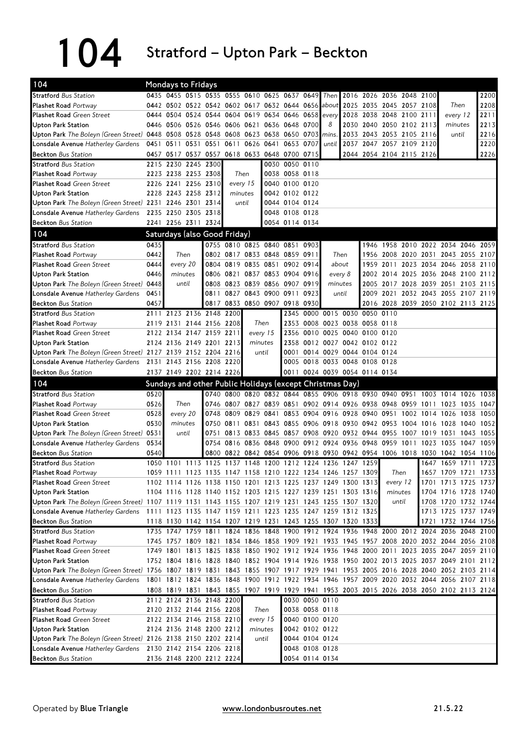# 104 Stratford – Upton Park – Beckton

## 104 Mondays to Fridays

| | | | | | | | | | | | | | | | | | | |
|---|---|---|---|---|---|---|---|---|---|---|---|---|---|---|---|---|---|---|
| **Stratford** *Bus Station* | 0435 | 0455 | 0515 | 0535 | 0555 | 0610 | 0625 | 0637 | 0649 | Then | 2016 | 2026 | 2036 | 2048 | 2100 | | 2200 |
| **Plashet Road** *Portway* | 0442 | 0502 | 0522 | 0542 | 0602 | 0617 | 0632 | 0644 | 0656 | about | 2025 | 2035 | 2045 | 2057 | 2108 | Then | 2208 |
| **Plashet Road** *Green Street* | 0444 | 0504 | 0524 | 0544 | 0604 | 0619 | 0634 | 0646 | 0658 | every | 2028 | 2038 | 2048 | 2100 | 2111 | every 12 | 2211 |
| **Upton Park Station** | 0446 | 0506 | 0526 | 0546 | 0606 | 0621 | 0636 | 0648 | 0700 | 8 | 2030 | 2040 | 2050 | 2102 | 2113 | minutes | 2213 |
| **Upton Park** *The Boleyn (Green Street)* | 0448 | 0508 | 0528 | 0548 | 0608 | 0623 | 0638 | 0650 | 0703 | mins. | 2033 | 2043 | 2053 | 2105 | 2116 | until | 2216 |
| **Lonsdale Avenue** *Hatherley Gardens* | 0451 | 0511 | 0531 | 0551 | 0611 | 0626 | 0641 | 0653 | 0707 | until | 2037 | 2047 | 2057 | 2109 | 2120 | | 2220 |
| **Beckton** *Bus Station* | 0457 | 0517 | 0537 | 0557 | 0618 | 0633 | 0648 | 0700 | 0715 | | 2044 | 2054 | 2104 | 2115 | 2126 | | 2226 |

| | | | | | | | | |
|---|---|---|---|---|---|---|---|---|
| **Stratford** *Bus Station* | 2215 | 2230 | 2245 | 2300 | | 0030 | 0050 | 0110 |
| **Plashet Road** *Portway* | 2223 | 2238 | 2253 | 2308 | Then | 0038 | 0058 | 0118 |
| **Plashet Road** *Green Street* | 2226 | 2241 | 2256 | 2310 | every 15 | 0040 | 0100 | 0120 |
| **Upton Park Station** | 2228 | 2243 | 2258 | 2312 | minutes | 0042 | 0102 | 0122 |
| **Upton Park** *The Boleyn (Green Street)* | 2231 | 2246 | 2301 | 2314 | until | 0044 | 0104 | 0124 |
| **Lonsdale Avenue** *Hatherley Gardens* | 2235 | 2250 | 2305 | 2318 | | 0048 | 0108 | 0128 |
| **Beckton** *Bus Station* | 2241 | 2256 | 2311 | 2324 | | 0054 | 0114 | 0134 |

## 104 Saturdays (also Good Friday)

| | | | | | | | | | | | | | | | | | |
|---|---|---|---|---|---|---|---|---|---|---|---|---|---|---|---|---|---|
| **Stratford** *Bus Station* | 0435 | | 0755 | 0810 | 0825 | 0840 | 0851 | 0903 | | 1946 | 1958 | 2010 | 2022 | 2034 | 2046 | 2059 |
| **Plashet Road** *Portway* | 0442 | Then | 0802 | 0817 | 0833 | 0848 | 0859 | 0911 | Then | 1956 | 2008 | 2020 | 2031 | 2043 | 2055 | 2107 |
| **Plashet Road** *Green Street* | 0444 | every 20 | 0804 | 0819 | 0835 | 0851 | 0902 | 0914 | about | 1959 | 2011 | 2023 | 2034 | 2046 | 2058 | 2110 |
| **Upton Park Station** | 0446 | minutes | 0806 | 0821 | 0837 | 0853 | 0904 | 0916 | every 8 | 2002 | 2014 | 2025 | 2036 | 2048 | 2100 | 2112 |
| **Upton Park** *The Boleyn (Green Street)* | 0448 | until | 0808 | 0823 | 0839 | 0856 | 0907 | 0919 | minutes | 2005 | 2017 | 2028 | 2039 | 2051 | 2103 | 2115 |
| **Lonsdale Avenue** *Hatherley Gardens* | 0451 | | 0811 | 0827 | 0843 | 0900 | 0911 | 0923 | until | 2009 | 2021 | 2032 | 2043 | 2055 | 2107 | 2119 |
| **Beckton** *Bus Station* | 0457 | | 0817 | 0833 | 0850 | 0907 | 0918 | 0930 | | 2016 | 2028 | 2039 | 2050 | 2102 | 2113 | 2125 |

| | | | | | | | | | | | | |
|---|---|---|---|---|---|---|---|---|---|---|---|---|
| **Stratford** *Bus Station* | 2111 | 2123 | 2136 | 2148 | 2200 | | 2345 | 0000 | 0015 | 0030 | 0050 | 0110 |
| **Plashet Road** *Portway* | 2119 | 2131 | 2144 | 2156 | 2208 | Then | 2353 | 0008 | 0023 | 0038 | 0058 | 0118 |
| **Plashet Road** *Green Street* | 2122 | 2134 | 2147 | 2159 | 2211 | every 15 | 2356 | 0010 | 0025 | 0040 | 0100 | 0120 |
| **Upton Park Station** | 2124 | 2136 | 2149 | 2201 | 2213 | minutes | 2358 | 0012 | 0027 | 0042 | 0102 | 0122 |
| **Upton Park** *The Boleyn (Green Street)* | 2127 | 2139 | 2152 | 2204 | 2216 | until | 0001 | 0014 | 0029 | 0044 | 0104 | 0124 |
| **Lonsdale Avenue** *Hatherley Gardens* | 2131 | 2143 | 2156 | 2208 | 2220 | | 0005 | 0018 | 0033 | 0048 | 0108 | 0128 |
| **Beckton** *Bus Station* | 2137 | 2149 | 2202 | 2214 | 2226 | | 0011 | 0024 | 0039 | 0054 | 0114 | 0134 |

## 104 Sundays and other Public Holidays (except Christmas Day)

| | | | | | | | | | | | | | | | | | | |
|---|---|---|---|---|---|---|---|---|---|---|---|---|---|---|---|---|---|---|
| **Stratford** *Bus Station* | 0520 | | 0740 | 0800 | 0820 | 0832 | 0844 | 0855 | 0906 | 0918 | 0930 | 0940 | 0951 | 1003 | 1014 | 1026 | 1038 |
| **Plashet Road** *Portway* | 0526 | Then | 0746 | 0807 | 0827 | 0839 | 0851 | 0902 | 0914 | 0926 | 0938 | 0948 | 0959 | 1011 | 1023 | 1035 | 1047 |
| **Plashet Road** *Green Street* | 0528 | every 20 | 0748 | 0809 | 0829 | 0841 | 0853 | 0904 | 0916 | 0928 | 0940 | 0951 | 1002 | 1014 | 1026 | 1038 | 1050 |
| **Upton Park Station** | 0530 | minutes | 0750 | 0811 | 0831 | 0843 | 0855 | 0906 | 0918 | 0930 | 0942 | 0953 | 1004 | 1016 | 1028 | 1040 | 1052 |
| **Upton Park** *The Boleyn (Green Street)* | 0531 | until | 0751 | 0813 | 0833 | 0845 | 0857 | 0908 | 0920 | 0932 | 0944 | 0955 | 1007 | 1019 | 1031 | 1043 | 1055 |
| **Lonsdale Avenue** *Hatherley Gardens* | 0534 | | 0754 | 0816 | 0836 | 0848 | 0900 | 0912 | 0924 | 0936 | 0948 | 0959 | 1011 | 1023 | 1035 | 1047 | 1059 |
| **Beckton** *Bus Station* | 0540 | | 0800 | 0822 | 0842 | 0854 | 0906 | 0918 | 0930 | 0942 | 0954 | 1006 | 1018 | 1030 | 1042 | 1054 | 1106 |

| | | | | | | | | | | | | | | | | | |
|---|---|---|---|---|---|---|---|---|---|---|---|---|---|---|---|---|---|
| **Stratford** *Bus Station* | 1050 | 1101 | 1113 | 1125 | 1137 | 1148 | 1200 | 1212 | 1224 | 1236 | 1247 | 1259 | | 1647 | 1659 | 1711 | 1723 |
| **Plashet Road** *Portway* | 1059 | 1111 | 1123 | 1135 | 1147 | 1158 | 1210 | 1222 | 1234 | 1246 | 1257 | 1309 | Then | 1657 | 1709 | 1721 | 1733 |
| **Plashet Road** *Green Street* | 1102 | 1114 | 1126 | 1138 | 1150 | 1201 | 1213 | 1225 | 1237 | 1249 | 1300 | 1313 | every 12 | 1701 | 1713 | 1725 | 1737 |
| **Upton Park Station** | 1104 | 1116 | 1128 | 1140 | 1152 | 1203 | 1215 | 1227 | 1239 | 1251 | 1303 | 1316 | minutes | 1704 | 1716 | 1728 | 1740 |
| **Upton Park** *The Boleyn (Green Street)* | 1107 | 1119 | 1131 | 1143 | 1155 | 1207 | 1219 | 1231 | 1243 | 1255 | 1307 | 1320 | until | 1708 | 1720 | 1732 | 1744 |
| **Lonsdale Avenue** *Hatherley Gardens* | 1111 | 1123 | 1135 | 1147 | 1159 | 1211 | 1223 | 1235 | 1247 | 1259 | 1312 | 1325 | | 1713 | 1725 | 1737 | 1749 |
| **Beckton** *Bus Station* | 1118 | 1130 | 1142 | 1154 | 1207 | 1219 | 1231 | 1243 | 1255 | 1307 | 1320 | 1333 | | 1721 | 1732 | 1744 | 1756 |

| | | | | | | | | | | | | | | | | | |
|---|---|---|---|---|---|---|---|---|---|---|---|---|---|---|---|---|---|
| **Stratford** *Bus Station* | 1735 | 1747 | 1759 | 1811 | 1824 | 1836 | 1848 | 1900 | 1912 | 1924 | 1936 | 1948 | 2000 | 2012 | 2024 | 2036 | 2048 | 2100 |
| **Plashet Road** *Portway* | 1745 | 1757 | 1809 | 1821 | 1834 | 1846 | 1858 | 1909 | 1921 | 1933 | 1945 | 1957 | 2008 | 2020 | 2032 | 2044 | 2056 | 2108 |
| **Plashet Road** *Green Street* | 1749 | 1801 | 1813 | 1825 | 1838 | 1850 | 1902 | 1912 | 1924 | 1936 | 1948 | 2000 | 2011 | 2023 | 2035 | 2047 | 2059 | 2110 |
| **Upton Park Station** | 1752 | 1804 | 1816 | 1828 | 1840 | 1852 | 1904 | 1914 | 1926 | 1938 | 1950 | 2002 | 2013 | 2025 | 2037 | 2049 | 2101 | 2112 |
| **Upton Park** *The Boleyn (Green Street)* | 1756 | 1807 | 1819 | 1831 | 1843 | 1855 | 1907 | 1917 | 1929 | 1941 | 1953 | 2005 | 2016 | 2028 | 2040 | 2052 | 2103 | 2114 |
| **Lonsdale Avenue** *Hatherley Gardens* | 1801 | 1812 | 1824 | 1836 | 1848 | 1900 | 1912 | 1922 | 1934 | 1946 | 1957 | 2009 | 2020 | 2032 | 2044 | 2056 | 2107 | 2118 |
| **Beckton** *Bus Station* | 1808 | 1819 | 1831 | 1843 | 1855 | 1907 | 1919 | 1929 | 1941 | 1953 | 2003 | 2015 | 2026 | 2038 | 2050 | 2102 | 2113 | 2124 |

| | | | | | | | | | |
|---|---|---|---|---|---|---|---|---|---|
| **Stratford** *Bus Station* | 2112 | 2124 | 2136 | 2148 | 2200 | | 0030 | 0050 | 0110 |
| **Plashet Road** *Portway* | 2120 | 2132 | 2144 | 2156 | 2208 | Then | 0038 | 0058 | 0118 |
| **Plashet Road** *Green Street* | 2122 | 2134 | 2146 | 2158 | 2210 | every 15 | 0040 | 0100 | 0120 |
| **Upton Park Station** | 2124 | 2136 | 2148 | 2200 | 2212 | minutes | 0042 | 0102 | 0122 |
| **Upton Park** *The Boleyn (Green Street)* | 2126 | 2138 | 2150 | 2202 | 2214 | until | 0044 | 0104 | 0124 |
| **Lonsdale Avenue** *Hatherley Gardens* | 2130 | 2142 | 2154 | 2206 | 2218 | | 0048 | 0108 | 0128 |
| **Beckton** *Bus Station* | 2136 | 2148 | 2200 | 2212 | 2224 | | 0054 | 0114 | 0134 |

Operated by **Blue Triangle** www.londonbusroutes.net 21.5.22